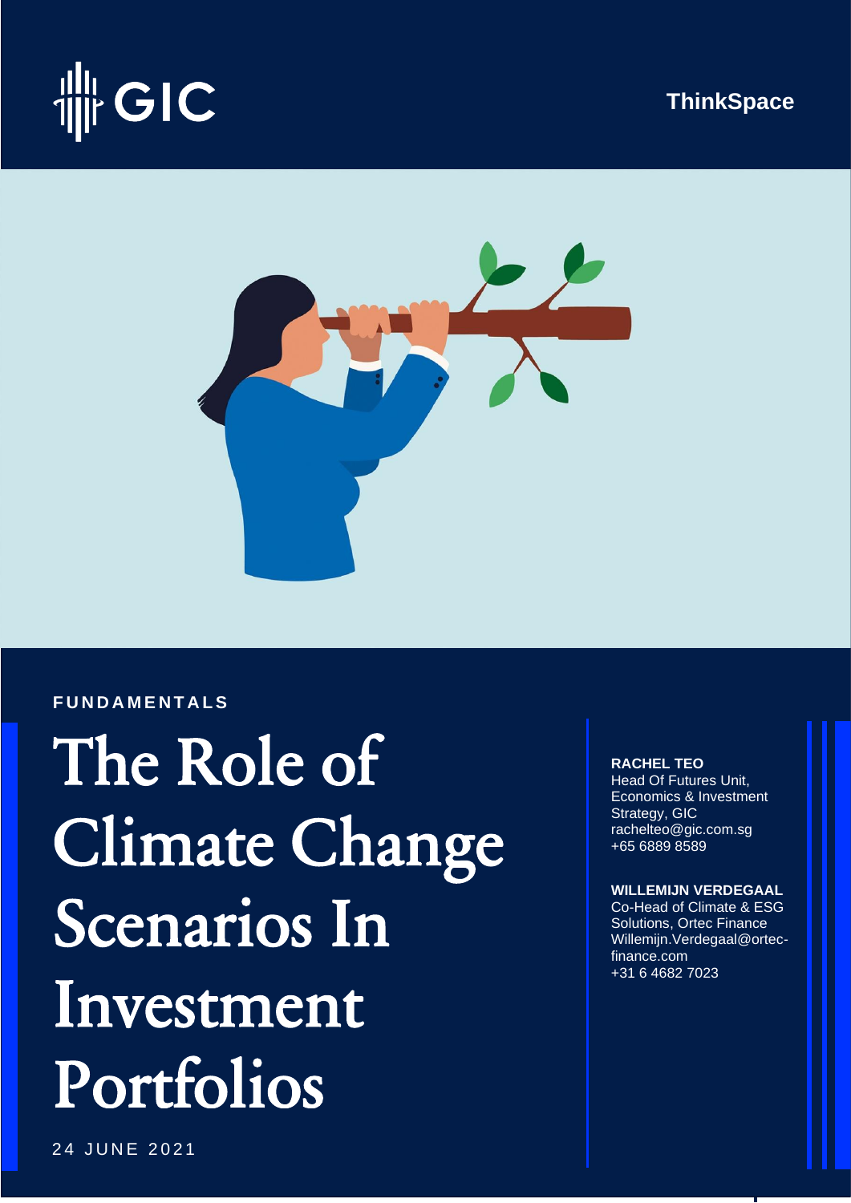GIC

ThinkSpace

FUNDAMENTALS

# The Role of Climate Change Scenarios In Investment Portfolios

24 JUNE 2021

**RACHEL TEO**
Head Of Futures Unit, Economics & Investment Strategy, GIC
rachelteo@gic.com.sg
+65 6889 8589

**WILLEMIJN VERDEGAAL**
Co-Head of Climate & ESG Solutions, Ortec Finance
Willemijn.Verdegaal@ortec-finance.com
+31 6 4682 7023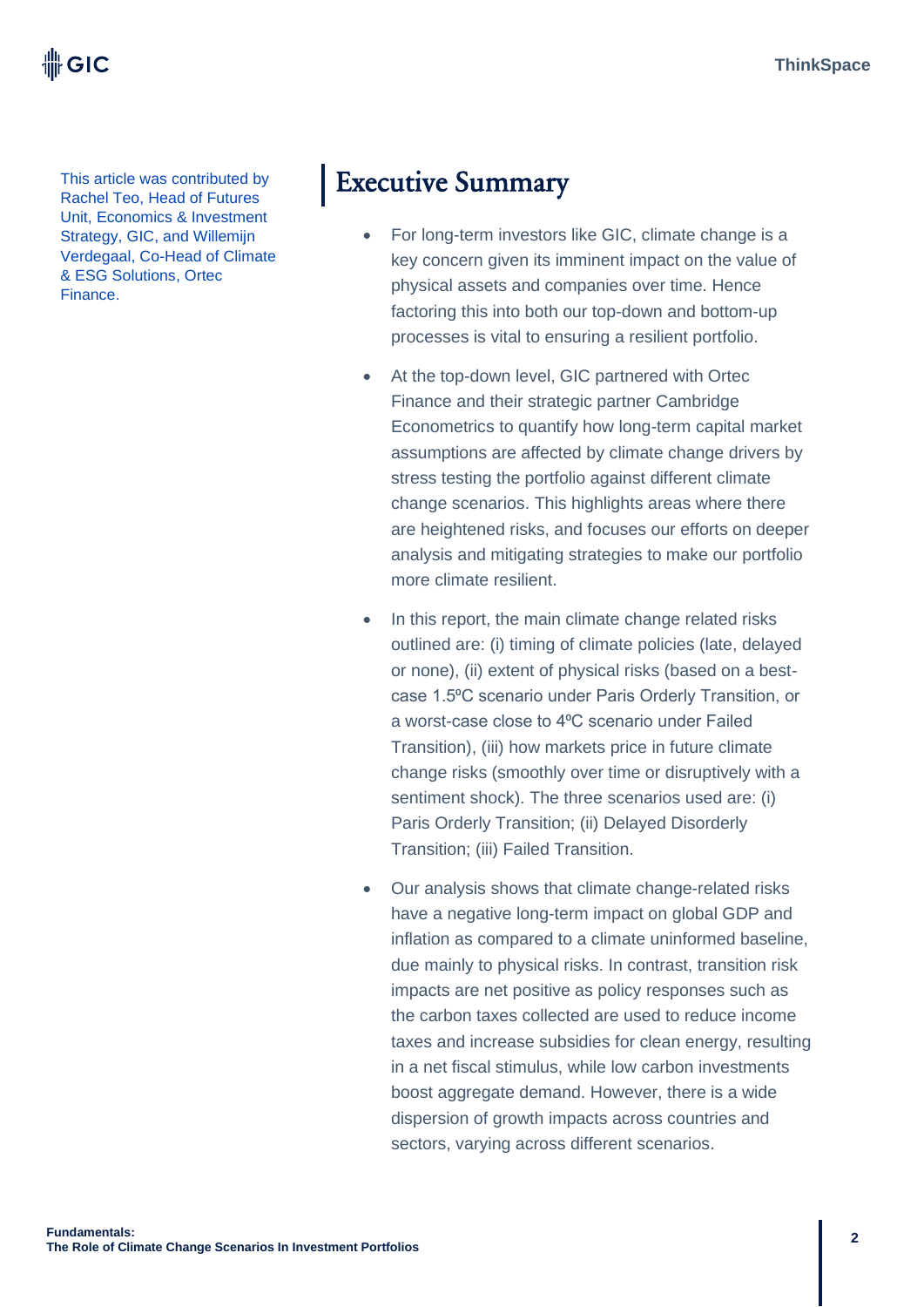This article was contributed by Rachel Teo, Head of Futures Unit, Economics & Investment Strategy, GIC, and Willemijn Verdegaal, Co-Head of Climate & ESG Solutions, Ortec Finance.

## Executive Summary

- For long-term investors like GIC, climate change is a key concern given its imminent impact on the value of physical assets and companies over time. Hence factoring this into both our top-down and bottom-up processes is vital to ensuring a resilient portfolio.
- At the top-down level, GIC partnered with Ortec Finance and their strategic partner Cambridge Econometrics to quantify how long-term capital market assumptions are affected by climate change drivers by stress testing the portfolio against different climate change scenarios. This highlights areas where there are heightened risks, and focuses our efforts on deeper analysis and mitigating strategies to make our portfolio more climate resilient.
- In this report, the main climate change related risks outlined are: (i) timing of climate policies (late, delayed or none), (ii) extent of physical risks (based on a best-case 1.5ºC scenario under Paris Orderly Transition, or a worst-case close to 4ºC scenario under Failed Transition), (iii) how markets price in future climate change risks (smoothly over time or disruptively with a sentiment shock). The three scenarios used are: (i) Paris Orderly Transition; (ii) Delayed Disorderly Transition; (iii) Failed Transition.
- Our analysis shows that climate change-related risks have a negative long-term impact on global GDP and inflation as compared to a climate uninformed baseline, due mainly to physical risks. In contrast, transition risk impacts are net positive as policy responses such as the carbon taxes collected are used to reduce income taxes and increase subsidies for clean energy, resulting in a net fiscal stimulus, while low carbon investments boost aggregate demand. However, there is a wide dispersion of growth impacts across countries and sectors, varying across different scenarios.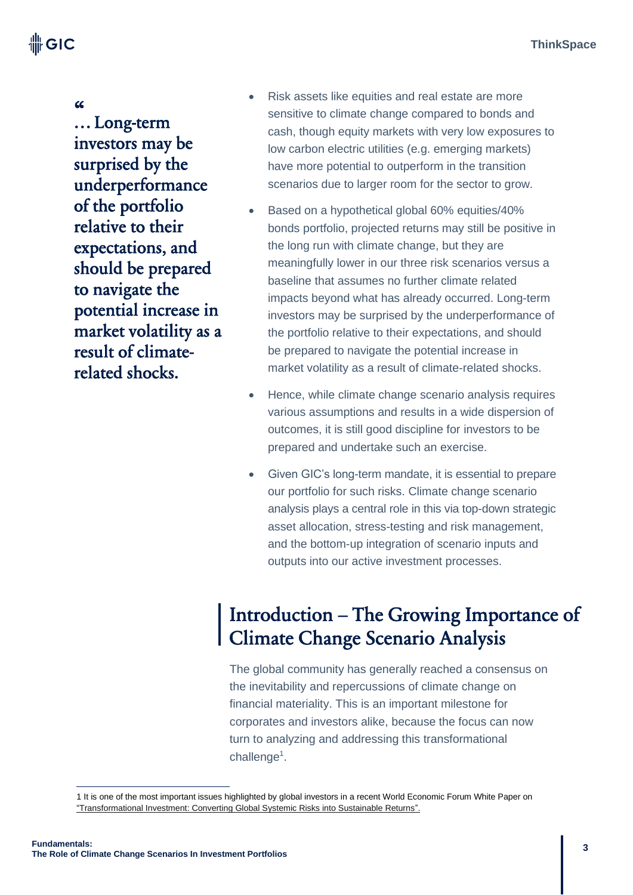> "… Long-term investors may be surprised by the underperformance of the portfolio relative to their expectations, and should be prepared to navigate the potential increase in market volatility as a result of climate-related shocks.

- Risk assets like equities and real estate are more sensitive to climate change compared to bonds and cash, though equity markets with very low exposures to low carbon electric utilities (e.g. emerging markets) have more potential to outperform in the transition scenarios due to larger room for the sector to grow.
- Based on a hypothetical global 60% equities/40% bonds portfolio, projected returns may still be positive in the long run with climate change, but they are meaningfully lower in our three risk scenarios versus a baseline that assumes no further climate related impacts beyond what has already occurred. Long-term investors may be surprised by the underperformance of the portfolio relative to their expectations, and should be prepared to navigate the potential increase in market volatility as a result of climate-related shocks.
- Hence, while climate change scenario analysis requires various assumptions and results in a wide dispersion of outcomes, it is still good discipline for investors to be prepared and undertake such an exercise.
- Given GIC's long-term mandate, it is essential to prepare our portfolio for such risks. Climate change scenario analysis plays a central role in this via top-down strategic asset allocation, stress-testing and risk management, and the bottom-up integration of scenario inputs and outputs into our active investment processes.

## Introduction – The Growing Importance of Climate Change Scenario Analysis

The global community has generally reached a consensus on the inevitability and repercussions of climate change on financial materiality. This is an important milestone for corporates and investors alike, because the focus can now turn to analyzing and addressing this transformational challenge[1].

---

[1] It is one of the most important issues highlighted by global investors in a recent World Economic Forum White Paper on "Transformational Investment: Converting Global Systemic Risks into Sustainable Returns".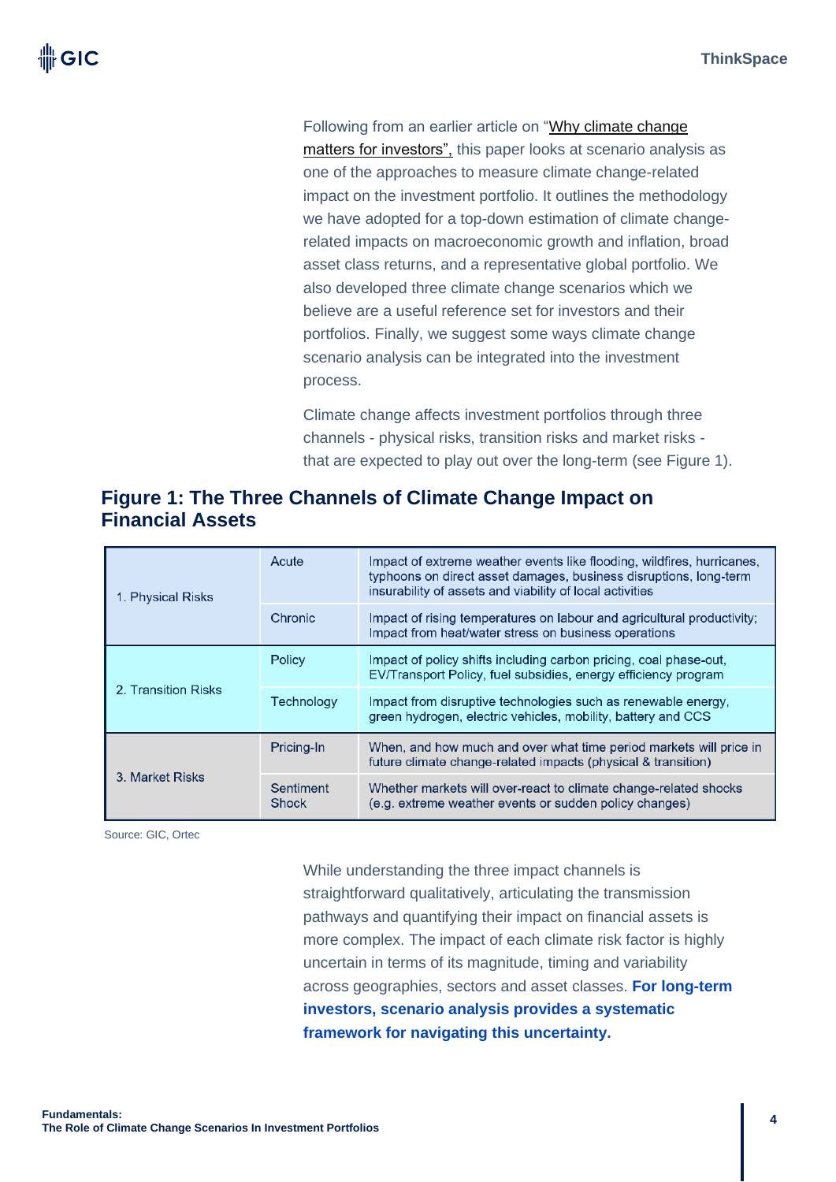Following from an earlier article on "Why climate change matters for investors", this paper looks at scenario analysis as one of the approaches to measure climate change-related impact on the investment portfolio. It outlines the methodology we have adopted for a top-down estimation of climate change-related impacts on macroeconomic growth and inflation, broad asset class returns, and a representative global portfolio. We also developed three climate change scenarios which we believe are a useful reference set for investors and their portfolios. Finally, we suggest some ways climate change scenario analysis can be integrated into the investment process.

Climate change affects investment portfolios through three channels - physical risks, transition risks and market risks - that are expected to play out over the long-term (see Figure 1).

## Figure 1: The Three Channels of Climate Change Impact on Financial Assets

| | | |
|---|---|---|
| 1. Physical Risks | Acute | Impact of extreme weather events like flooding, wildfires, hurricanes, typhoons on direct asset damages, business disruptions, long-term insurability of assets and viability of local activities |
| | Chronic | Impact of rising temperatures on labour and agricultural productivity; Impact from heat/water stress on business operations |
| 2. Transition Risks | Policy | Impact of policy shifts including carbon pricing, coal phase-out, EV/Transport Policy, fuel subsidies, energy efficiency program |
| | Technology | Impact from disruptive technologies such as renewable energy, green hydrogen, electric vehicles, mobility, battery and CCS |
| 3. Market Risks | Pricing-In | When, and how much and over what time period markets will price in future climate change-related impacts (physical & transition) |
| | Sentiment Shock | Whether markets will over-react to climate change-related shocks (e.g. extreme weather events or sudden policy changes) |

Source: GIC, Ortec

While understanding the three impact channels is straightforward qualitatively, articulating the transmission pathways and quantifying their impact on financial assets is more complex. The impact of each climate risk factor is highly uncertain in terms of its magnitude, timing and variability across geographies, sectors and asset classes. **For long-term investors, scenario analysis provides a systematic framework for navigating this uncertainty.**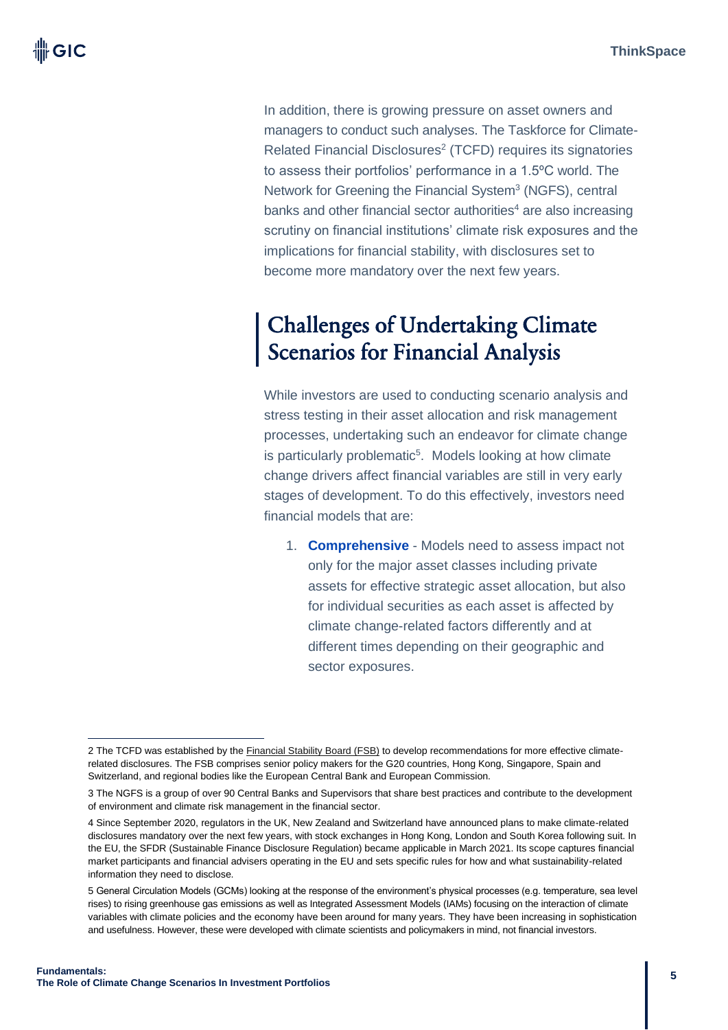In addition, there is growing pressure on asset owners and managers to conduct such analyses. The Taskforce for Climate-Related Financial Disclosures[2] (TCFD) requires its signatories to assess their portfolios' performance in a 1.5ºC world. The Network for Greening the Financial System[3] (NGFS), central banks and other financial sector authorities[4] are also increasing scrutiny on financial institutions' climate risk exposures and the implications for financial stability, with disclosures set to become more mandatory over the next few years.

## Challenges of Undertaking Climate Scenarios for Financial Analysis

While investors are used to conducting scenario analysis and stress testing in their asset allocation and risk management processes, undertaking such an endeavor for climate change is particularly problematic[5]. Models looking at how climate change drivers affect financial variables are still in very early stages of development. To do this effectively, investors need financial models that are:

1. **Comprehensive** - Models need to assess impact not only for the major asset classes including private assets for effective strategic asset allocation, but also for individual securities as each asset is affected by climate change-related factors differently and at different times depending on their geographic and sector exposures.

---

2 The TCFD was established by the Financial Stability Board (FSB) to develop recommendations for more effective climate-related disclosures. The FSB comprises senior policy makers for the G20 countries, Hong Kong, Singapore, Spain and Switzerland, and regional bodies like the European Central Bank and European Commission.

3 The NGFS is a group of over 90 Central Banks and Supervisors that share best practices and contribute to the development of environment and climate risk management in the financial sector.

4 Since September 2020, regulators in the UK, New Zealand and Switzerland have announced plans to make climate-related disclosures mandatory over the next few years, with stock exchanges in Hong Kong, London and South Korea following suit. In the EU, the SFDR (Sustainable Finance Disclosure Regulation) became applicable in March 2021. Its scope captures financial market participants and financial advisers operating in the EU and sets specific rules for how and what sustainability-related information they need to disclose.

5 General Circulation Models (GCMs) looking at the response of the environment's physical processes (e.g. temperature, sea level rises) to rising greenhouse gas emissions as well as Integrated Assessment Models (IAMs) focusing on the interaction of climate variables with climate policies and the economy have been around for many years. They have been increasing in sophistication and usefulness. However, these were developed with climate scientists and policymakers in mind, not financial investors.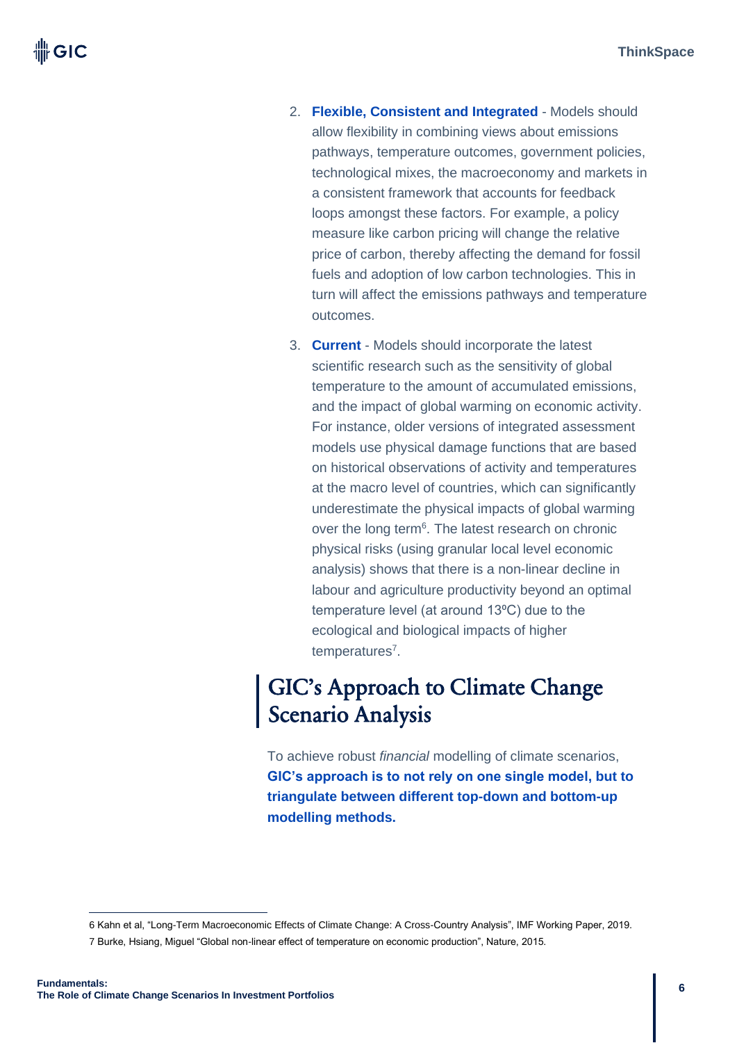2. **Flexible, Consistent and Integrated** - Models should allow flexibility in combining views about emissions pathways, temperature outcomes, government policies, technological mixes, the macroeconomy and markets in a consistent framework that accounts for feedback loops amongst these factors. For example, a policy measure like carbon pricing will change the relative price of carbon, thereby affecting the demand for fossil fuels and adoption of low carbon technologies. This in turn will affect the emissions pathways and temperature outcomes.

3. **Current** - Models should incorporate the latest scientific research such as the sensitivity of global temperature to the amount of accumulated emissions, and the impact of global warming on economic activity. For instance, older versions of integrated assessment models use physical damage functions that are based on historical observations of activity and temperatures at the macro level of countries, which can significantly underestimate the physical impacts of global warming over the long term[6]. The latest research on chronic physical risks (using granular local level economic analysis) shows that there is a non-linear decline in labour and agriculture productivity beyond an optimal temperature level (at around 13ºC) due to the ecological and biological impacts of higher temperatures[7].

## GIC's Approach to Climate Change Scenario Analysis

To achieve robust *financial* modelling of climate scenarios, **GIC's approach is to not rely on one single model, but to triangulate between different top-down and bottom-up modelling methods.**

---

6 Kahn et al, "Long-Term Macroeconomic Effects of Climate Change: A Cross-Country Analysis", IMF Working Paper, 2019.

7 Burke, Hsiang, Miguel "Global non-linear effect of temperature on economic production", Nature, 2015.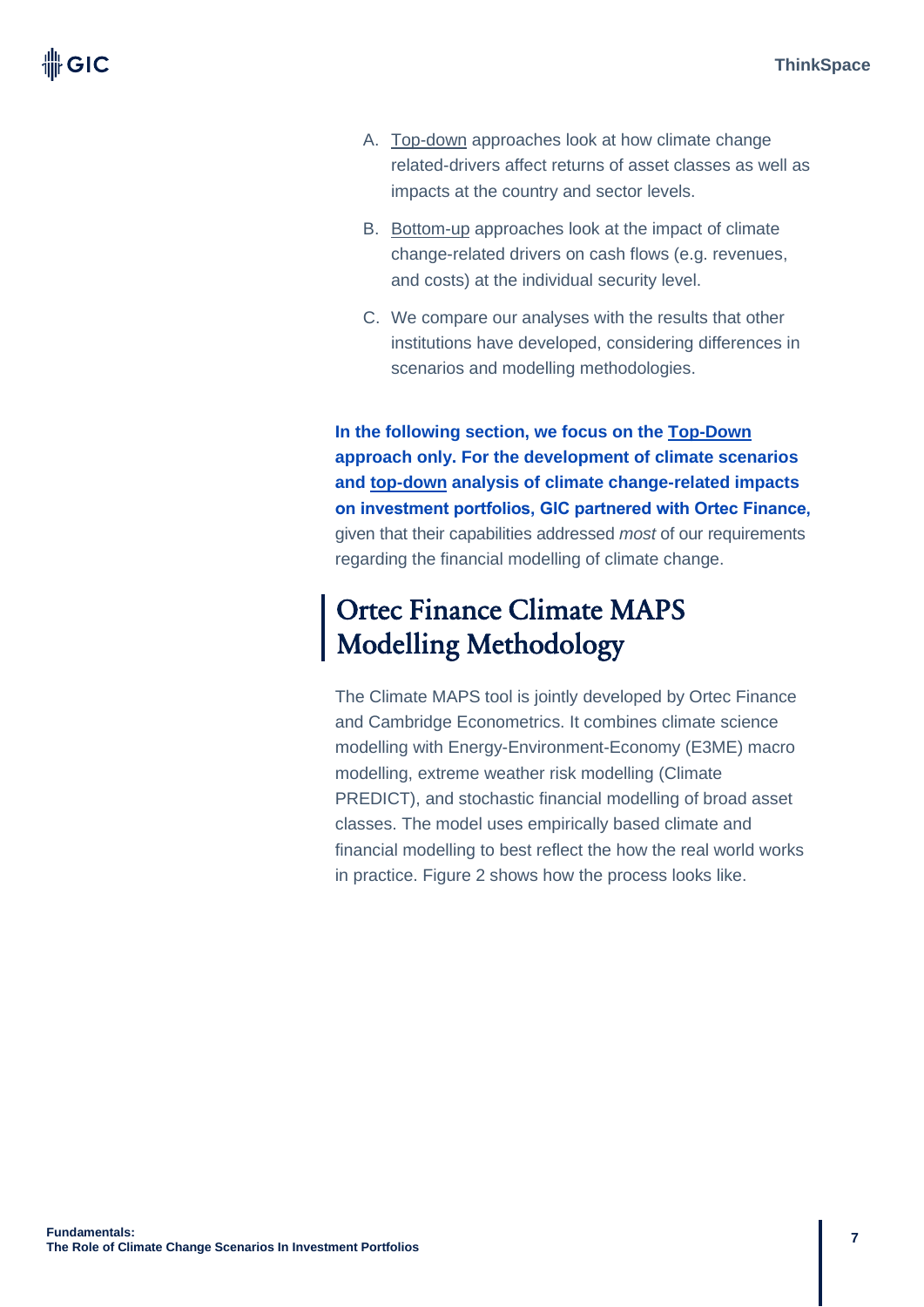A. Top-down approaches look at how climate change related-drivers affect returns of asset classes as well as impacts at the country and sector levels.

B. Bottom-up approaches look at the impact of climate change-related drivers on cash flows (e.g. revenues, and costs) at the individual security level.

C. We compare our analyses with the results that other institutions have developed, considering differences in scenarios and modelling methodologies.

**In the following section, we focus on the Top-Down approach only. For the development of climate scenarios and top-down analysis of climate change-related impacts on investment portfolios, GIC partnered with Ortec Finance,** given that their capabilities addressed *most* of our requirements regarding the financial modelling of climate change.

## Ortec Finance Climate MAPS Modelling Methodology

The Climate MAPS tool is jointly developed by Ortec Finance and Cambridge Econometrics. It combines climate science modelling with Energy-Environment-Economy (E3ME) macro modelling, extreme weather risk modelling (Climate PREDICT), and stochastic financial modelling of broad asset classes. The model uses empirically based climate and financial modelling to best reflect the how the real world works in practice. Figure 2 shows how the process looks like.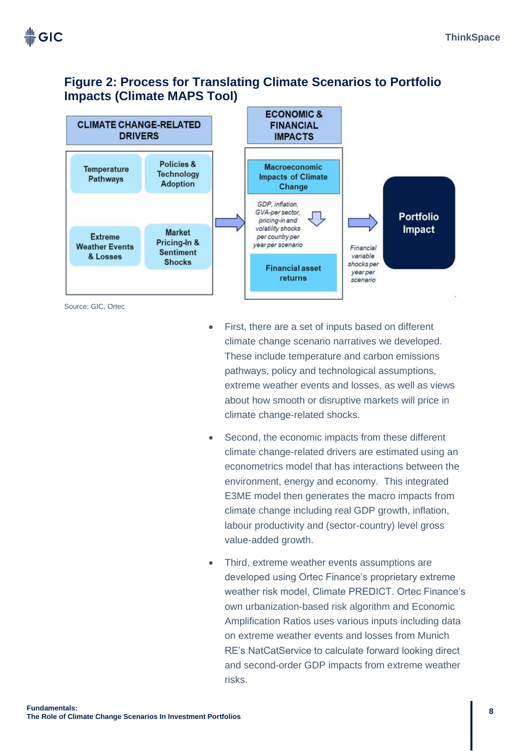## Figure 2: Process for Translating Climate Scenarios to Portfolio Impacts (Climate MAPS Tool)

CLIMATE CHANGE-RELATED DRIVERS

- Temperature Pathways
- Policies & Technology Adoption
- Extreme Weather Events & Losses
- Market Pricing-In & Sentiment Shocks

ECONOMIC & FINANCIAL IMPACTS

- Macroeconomic Impacts of Climate Change
- *GDP, inflation, GVA-per sector, pricing-in and volatility shocks per country per year per scenario*
- Financial asset returns

*Financial variable shocks per year per scenario*

Portfolio Impact

Source: GIC, Ortec

- First, there are a set of inputs based on different climate change scenario narratives we developed. These include temperature and carbon emissions pathways, policy and technological assumptions, extreme weather events and losses, as well as views about how smooth or disruptive markets will price in climate change-related shocks.
- Second, the economic impacts from these different climate change-related drivers are estimated using an econometrics model that has interactions between the environment, energy and economy. This integrated E3ME model then generates the macro impacts from climate change including real GDP growth, inflation, labour productivity and (sector-country) level gross value-added growth.
- Third, extreme weather events assumptions are developed using Ortec Finance's proprietary extreme weather risk model, Climate PREDICT. Ortec Finance's own urbanization-based risk algorithm and Economic Amplification Ratios uses various inputs including data on extreme weather events and losses from Munich RE's NatCatService to calculate forward looking direct and second-order GDP impacts from extreme weather risks.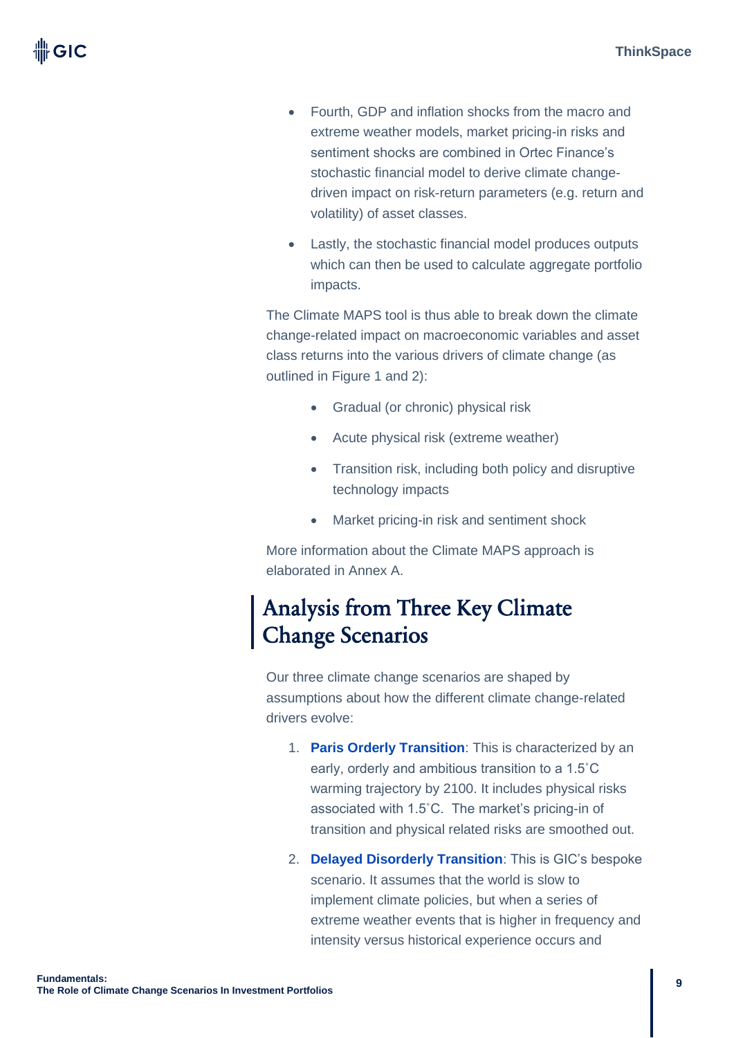- Fourth, GDP and inflation shocks from the macro and extreme weather models, market pricing-in risks and sentiment shocks are combined in Ortec Finance's stochastic financial model to derive climate change-driven impact on risk-return parameters (e.g. return and volatility) of asset classes.
- Lastly, the stochastic financial model produces outputs which can then be used to calculate aggregate portfolio impacts.

The Climate MAPS tool is thus able to break down the climate change-related impact on macroeconomic variables and asset class returns into the various drivers of climate change (as outlined in Figure 1 and 2):

- Gradual (or chronic) physical risk
- Acute physical risk (extreme weather)
- Transition risk, including both policy and disruptive technology impacts
- Market pricing-in risk and sentiment shock

More information about the Climate MAPS approach is elaborated in Annex A.

## Analysis from Three Key Climate Change Scenarios

Our three climate change scenarios are shaped by assumptions about how the different climate change-related drivers evolve:

1. **Paris Orderly Transition**: This is characterized by an early, orderly and ambitious transition to a 1.5˚C warming trajectory by 2100. It includes physical risks associated with 1.5˚C. The market's pricing-in of transition and physical related risks are smoothed out.
2. **Delayed Disorderly Transition**: This is GIC's bespoke scenario. It assumes that the world is slow to implement climate policies, but when a series of extreme weather events that is higher in frequency and intensity versus historical experience occurs and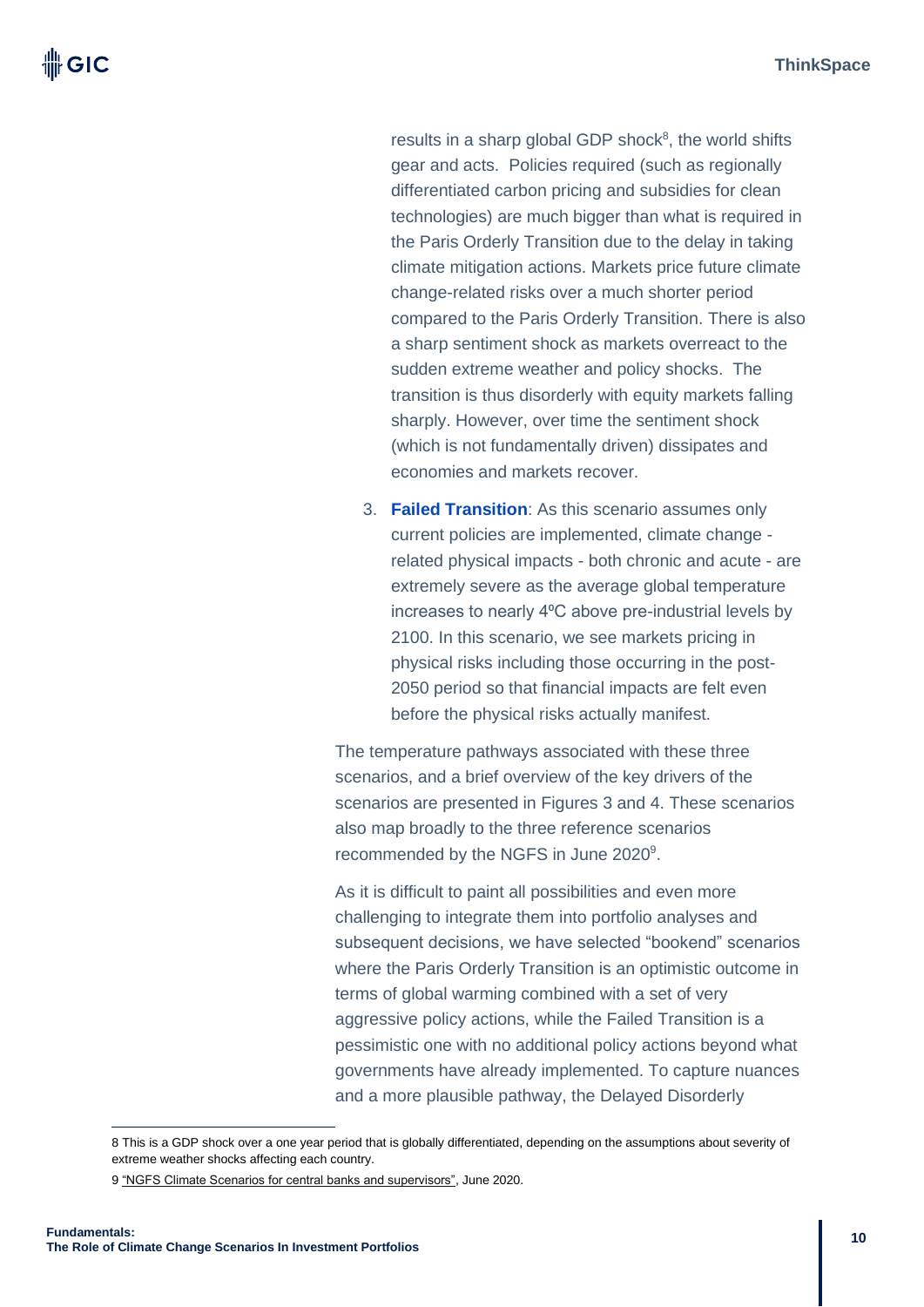results in a sharp global GDP shock[8], the world shifts gear and acts. Policies required (such as regionally differentiated carbon pricing and subsidies for clean technologies) are much bigger than what is required in the Paris Orderly Transition due to the delay in taking climate mitigation actions. Markets price future climate change-related risks over a much shorter period compared to the Paris Orderly Transition. There is also a sharp sentiment shock as markets overreact to the sudden extreme weather and policy shocks. The transition is thus disorderly with equity markets falling sharply. However, over time the sentiment shock (which is not fundamentally driven) dissipates and economies and markets recover.

3. **Failed Transition**: As this scenario assumes only current policies are implemented, climate change - related physical impacts - both chronic and acute - are extremely severe as the average global temperature increases to nearly 4ºC above pre-industrial levels by 2100. In this scenario, we see markets pricing in physical risks including those occurring in the post-2050 period so that financial impacts are felt even before the physical risks actually manifest.

The temperature pathways associated with these three scenarios, and a brief overview of the key drivers of the scenarios are presented in Figures 3 and 4. These scenarios also map broadly to the three reference scenarios recommended by the NGFS in June 2020[9].

As it is difficult to paint all possibilities and even more challenging to integrate them into portfolio analyses and subsequent decisions, we have selected "bookend" scenarios where the Paris Orderly Transition is an optimistic outcome in terms of global warming combined with a set of very aggressive policy actions, while the Failed Transition is a pessimistic one with no additional policy actions beyond what governments have already implemented. To capture nuances and a more plausible pathway, the Delayed Disorderly

---

8 This is a GDP shock over a one year period that is globally differentiated, depending on the assumptions about severity of extreme weather shocks affecting each country.

9 "NGFS Climate Scenarios for central banks and supervisors", June 2020.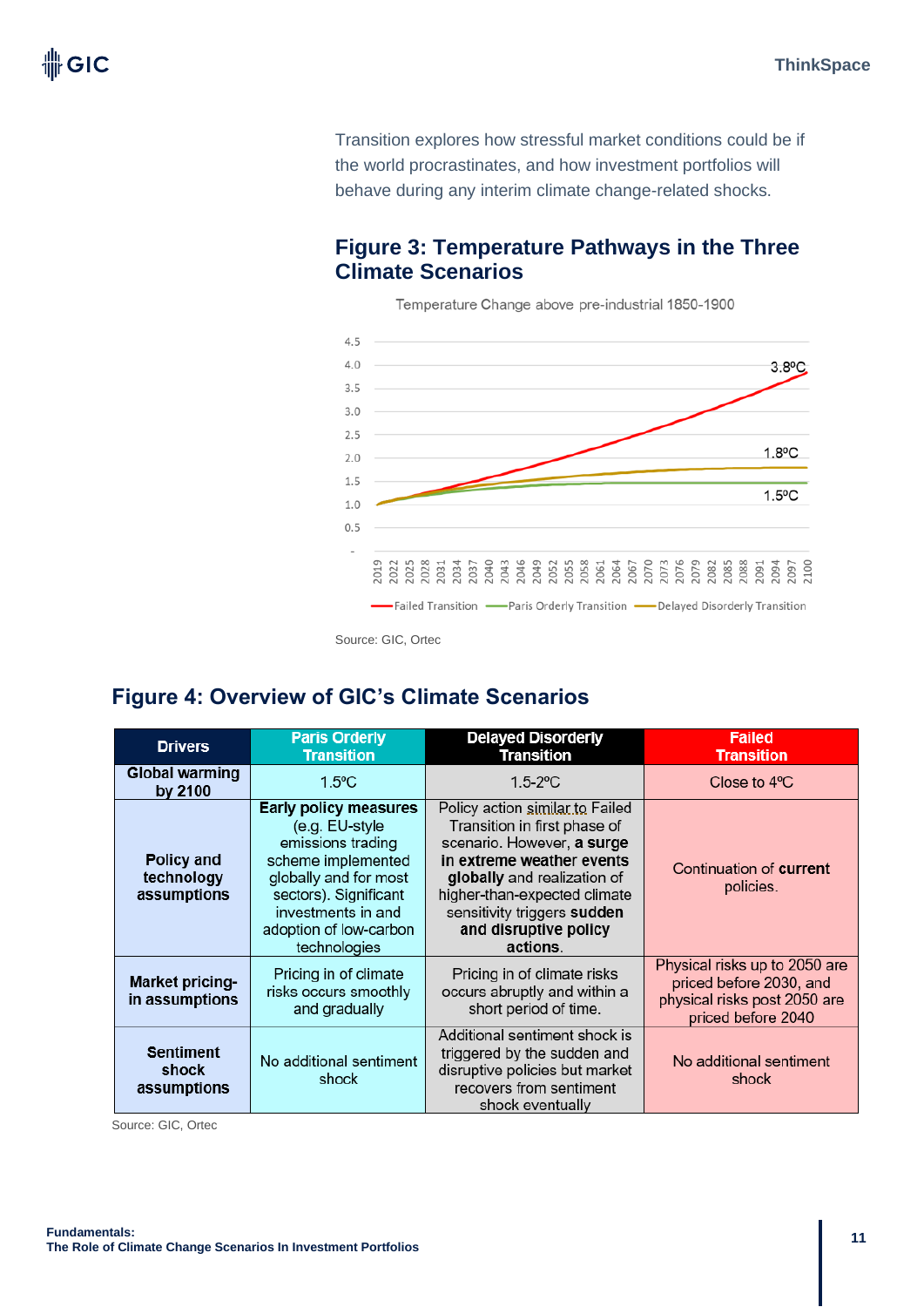Transition explores how stressful market conditions could be if the world procrastinates, and how investment portfolios will behave during any interim climate change-related shocks.

## Figure 3: Temperature Pathways in the Three Climate Scenarios

Temperature Change above pre-industrial 1850-1900

Failed Transition: 3.8ºC; Delayed Disorderly Transition: 1.8ºC; Paris Orderly Transition: 1.5ºC

Source: GIC, Ortec

## Figure 4: Overview of GIC's Climate Scenarios

| Drivers | Paris Orderly Transition | Delayed Disorderly Transition | Failed Transition |
|---|---|---|---|
| **Global warming by 2100** | 1.5ºC | 1.5-2ºC | Close to 4ºC |
| **Policy and technology assumptions** | **Early policy measures** (e.g. EU-style emissions trading scheme implemented globally and for most sectors). Significant investments in and adoption of low-carbon technologies | Policy action similar to Failed Transition in first phase of scenario. However, **a surge in extreme weather events globally** and realization of higher-than-expected climate sensitivity triggers **sudden and disruptive policy actions**. | Continuation of **current** policies. |
| **Market pricing-in assumptions** | Pricing in of climate risks occurs smoothly and gradually | Pricing in of climate risks occurs abruptly and within a short period of time. | Physical risks up to 2050 are priced before 2030, and physical risks post 2050 are priced before 2040 |
| **Sentiment shock assumptions** | No additional sentiment shock | Additional sentiment shock is triggered by the sudden and disruptive policies but market recovers from sentiment shock eventually | No additional sentiment shock |

Source: GIC, Ortec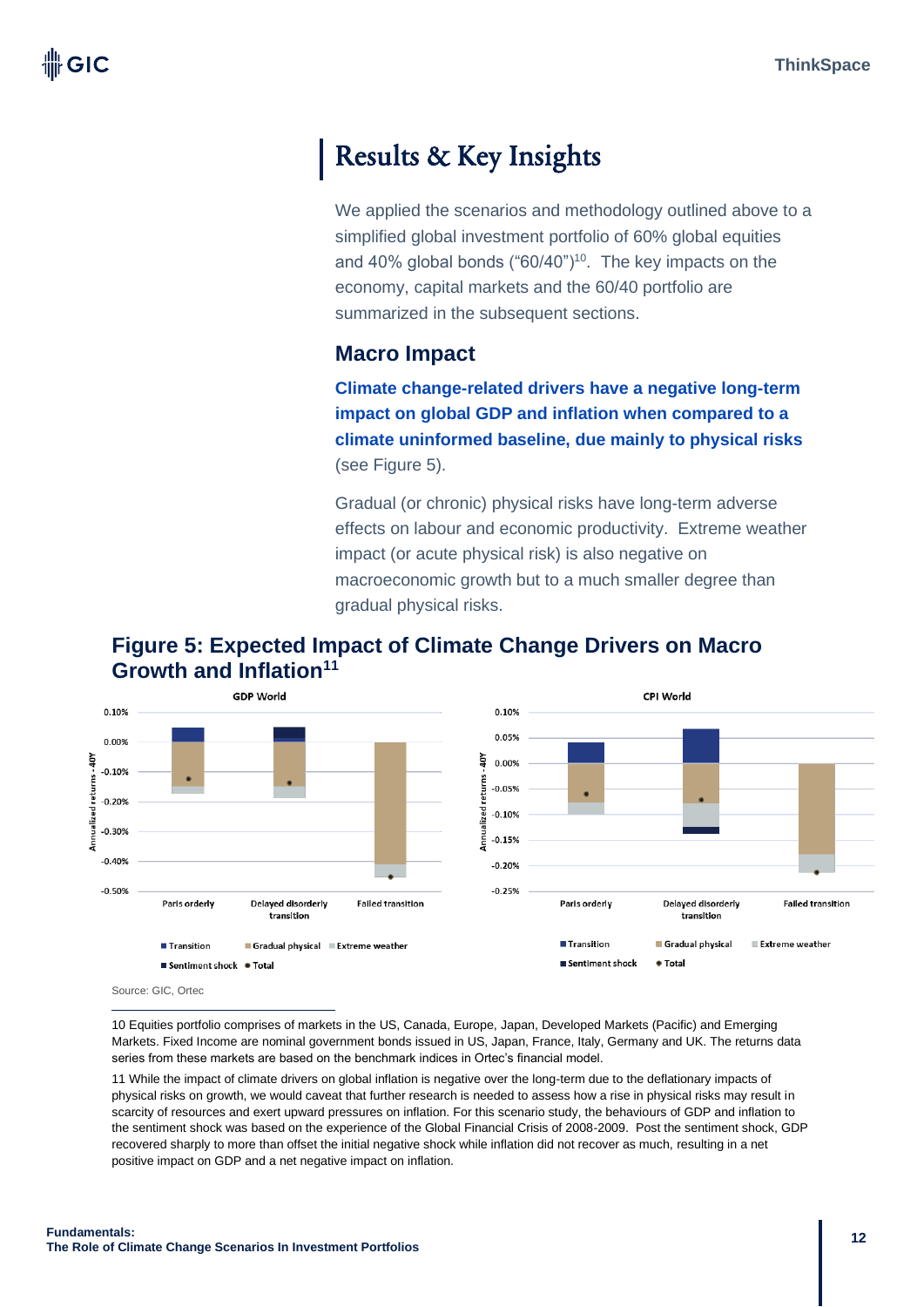# Results & Key Insights

We applied the scenarios and methodology outlined above to a simplified global investment portfolio of 60% global equities and 40% global bonds ("60/40")[10]. The key impacts on the economy, capital markets and the 60/40 portfolio are summarized in the subsequent sections.

## Macro Impact

**Climate change-related drivers have a negative long-term impact on global GDP and inflation when compared to a climate uninformed baseline, due mainly to physical risks** (see Figure 5).

Gradual (or chronic) physical risks have long-term adverse effects on labour and economic productivity. Extreme weather impact (or acute physical risk) is also negative on macroeconomic growth but to a much smaller degree than gradual physical risks.

### Figure 5: Expected Impact of Climate Change Drivers on Macro Growth and Inflation[11]

GDP World

CPI World

Source: GIC, Ortec

10 Equities portfolio comprises of markets in the US, Canada, Europe, Japan, Developed Markets (Pacific) and Emerging Markets. Fixed Income are nominal government bonds issued in US, Japan, France, Italy, Germany and UK. The returns data series from these markets are based on the benchmark indices in Ortec's financial model.

11 While the impact of climate drivers on global inflation is negative over the long-term due to the deflationary impacts of physical risks on growth, we would caveat that further research is needed to assess how a rise in physical risks may result in scarcity of resources and exert upward pressures on inflation. For this scenario study, the behaviours of GDP and inflation to the sentiment shock was based on the experience of the Global Financial Crisis of 2008-2009. Post the sentiment shock, GDP recovered sharply to more than offset the initial negative shock while inflation did not recover as much, resulting in a net positive impact on GDP and a net negative impact on inflation.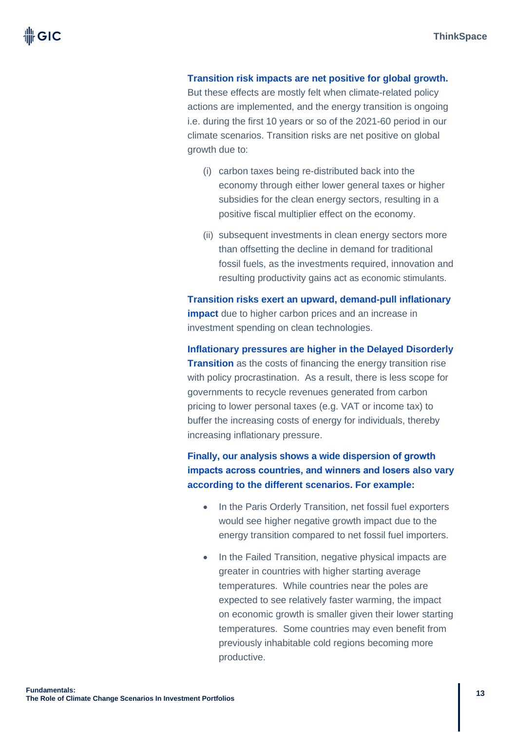**Transition risk impacts are net positive for global growth.** But these effects are mostly felt when climate-related policy actions are implemented, and the energy transition is ongoing i.e. during the first 10 years or so of the 2021-60 period in our climate scenarios. Transition risks are net positive on global growth due to:

(i) carbon taxes being re-distributed back into the economy through either lower general taxes or higher subsidies for the clean energy sectors, resulting in a positive fiscal multiplier effect on the economy.

(ii) subsequent investments in clean energy sectors more than offsetting the decline in demand for traditional fossil fuels, as the investments required, innovation and resulting productivity gains act as economic stimulants.

**Transition risks exert an upward, demand-pull inflationary impact** due to higher carbon prices and an increase in investment spending on clean technologies.

**Inflationary pressures are higher in the Delayed Disorderly Transition** as the costs of financing the energy transition rise with policy procrastination. As a result, there is less scope for governments to recycle revenues generated from carbon pricing to lower personal taxes (e.g. VAT or income tax) to buffer the increasing costs of energy for individuals, thereby increasing inflationary pressure.

**Finally, our analysis shows a wide dispersion of growth impacts across countries, and winners and losers also vary according to the different scenarios. For example:**

- In the Paris Orderly Transition, net fossil fuel exporters would see higher negative growth impact due to the energy transition compared to net fossil fuel importers.
- In the Failed Transition, negative physical impacts are greater in countries with higher starting average temperatures. While countries near the poles are expected to see relatively faster warming, the impact on economic growth is smaller given their lower starting temperatures. Some countries may even benefit from previously inhabitable cold regions becoming more productive.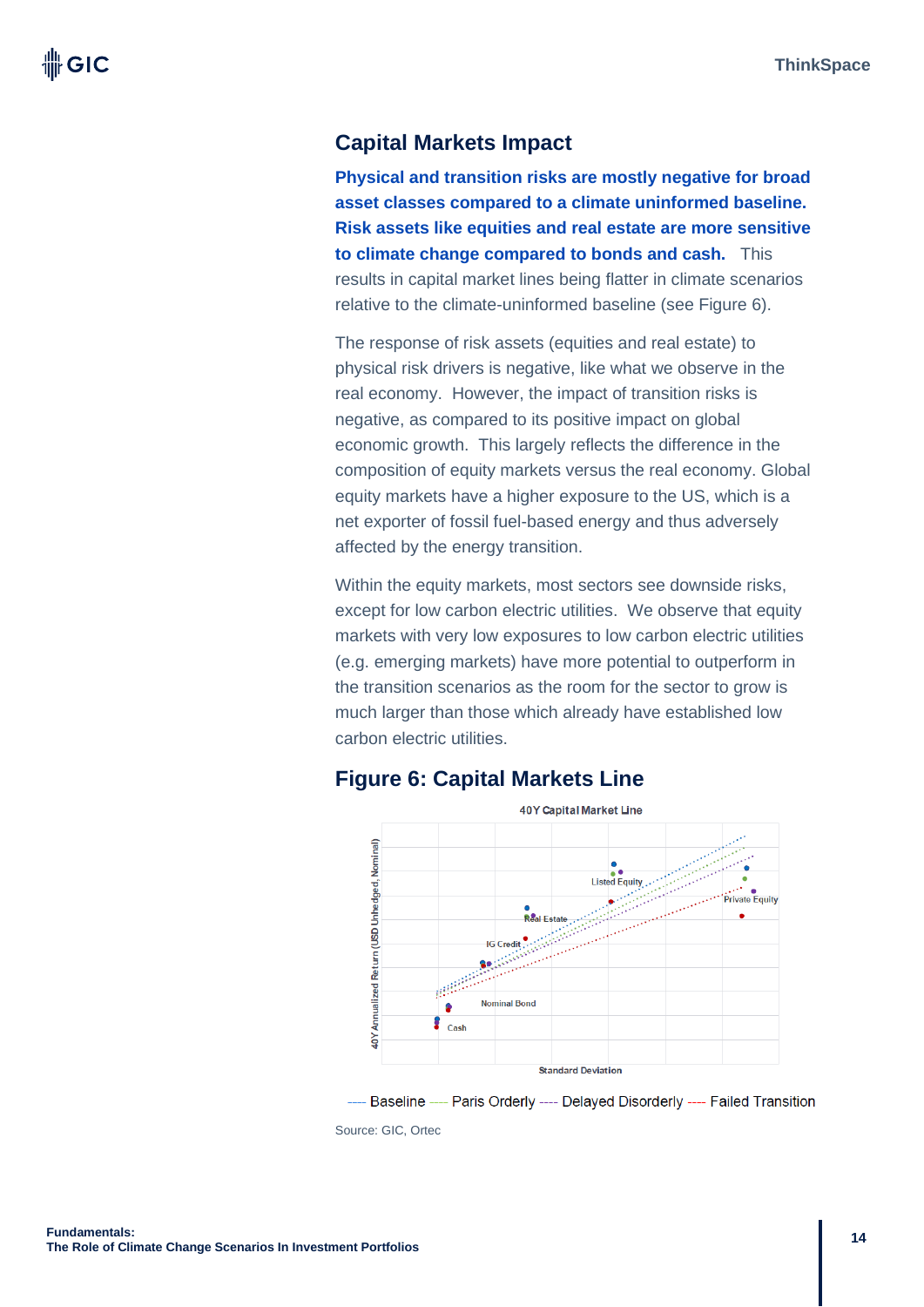## Capital Markets Impact

**Physical and transition risks are mostly negative for broad asset classes compared to a climate uninformed baseline. Risk assets like equities and real estate are more sensitive to climate change compared to bonds and cash.** This results in capital market lines being flatter in climate scenarios relative to the climate-uninformed baseline (see Figure 6).

The response of risk assets (equities and real estate) to physical risk drivers is negative, like what we observe in the real economy. However, the impact of transition risks is negative, as compared to its positive impact on global economic growth. This largely reflects the difference in the composition of equity markets versus the real economy. Global equity markets have a higher exposure to the US, which is a net exporter of fossil fuel-based energy and thus adversely affected by the energy transition.

Within the equity markets, most sectors see downside risks, except for low carbon electric utilities. We observe that equity markets with very low exposures to low carbon electric utilities (e.g. emerging markets) have more potential to outperform in the transition scenarios as the room for the sector to grow is much larger than those which already have established low carbon electric utilities.

## Figure 6: Capital Markets Line

40Y Capital Market Line

40Y Annualized Return (USD Unhedged, Nominal)

Listed Equity, Private Equity, Real Estate, IG Credit, Nominal Bond, Cash

Standard Deviation

---- Baseline ---- Paris Orderly ---- Delayed Disorderly ---- Failed Transition

Source: GIC, Ortec

**Fundamentals:**
**The Role of Climate Change Scenarios In Investment Portfolios**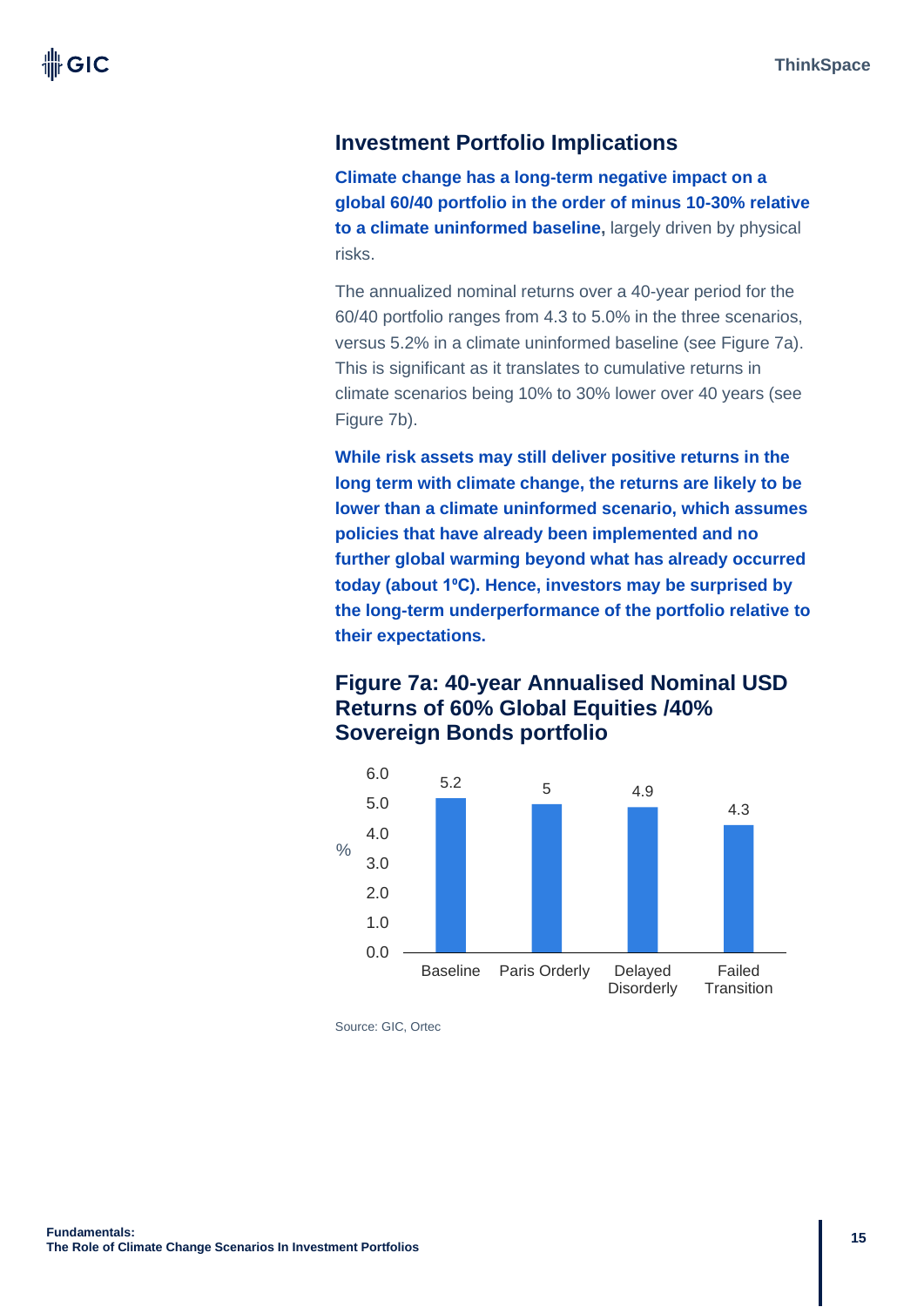## Investment Portfolio Implications

**Climate change has a long-term negative impact on a global 60/40 portfolio in the order of minus 10-30% relative to a climate uninformed baseline,** largely driven by physical risks.

The annualized nominal returns over a 40-year period for the 60/40 portfolio ranges from 4.3 to 5.0% in the three scenarios, versus 5.2% in a climate uninformed baseline (see Figure 7a). This is significant as it translates to cumulative returns in climate scenarios being 10% to 30% lower over 40 years (see Figure 7b).

**While risk assets may still deliver positive returns in the long term with climate change, the returns are likely to be lower than a climate uninformed scenario, which assumes policies that have already been implemented and no further global warming beyond what has already occurred today (about 1ºC). Hence, investors may be surprised by the long-term underperformance of the portfolio relative to their expectations.**

### Figure 7a: 40-year Annualised Nominal USD Returns of 60% Global Equities /40% Sovereign Bonds portfolio

| Scenario | % |
|---|---|
| Baseline | 5.2 |
| Paris Orderly | 5 |
| Delayed Disorderly | 4.9 |
| Failed Transition | 4.3 |

Source: GIC, Ortec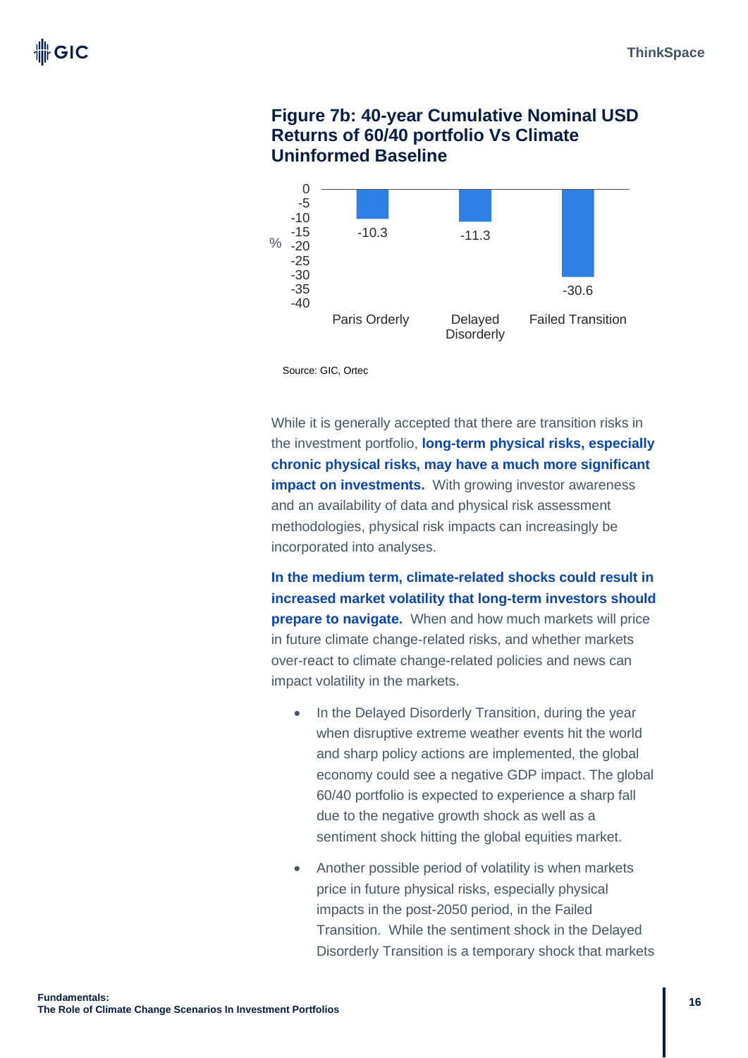## Figure 7b: 40-year Cumulative Nominal USD Returns of 60/40 portfolio Vs Climate Uninformed Baseline

| Scenario | % |
|---|---|
| Paris Orderly | -10.3 |
| Delayed Disorderly | -11.3 |
| Failed Transition | -30.6 |

Source: GIC, Ortec

While it is generally accepted that there are transition risks in the investment portfolio, **long-term physical risks, especially chronic physical risks, may have a much more significant impact on investments.** With growing investor awareness and an availability of data and physical risk assessment methodologies, physical risk impacts can increasingly be incorporated into analyses.

**In the medium term, climate-related shocks could result in increased market volatility that long-term investors should prepare to navigate.** When and how much markets will price in future climate change-related risks, and whether markets over-react to climate change-related policies and news can impact volatility in the markets.

- In the Delayed Disorderly Transition, during the year when disruptive extreme weather events hit the world and sharp policy actions are implemented, the global economy could see a negative GDP impact. The global 60/40 portfolio is expected to experience a sharp fall due to the negative growth shock as well as a sentiment shock hitting the global equities market.
- Another possible period of volatility is when markets price in future physical risks, especially physical impacts in the post-2050 period, in the Failed Transition. While the sentiment shock in the Delayed Disorderly Transition is a temporary shock that markets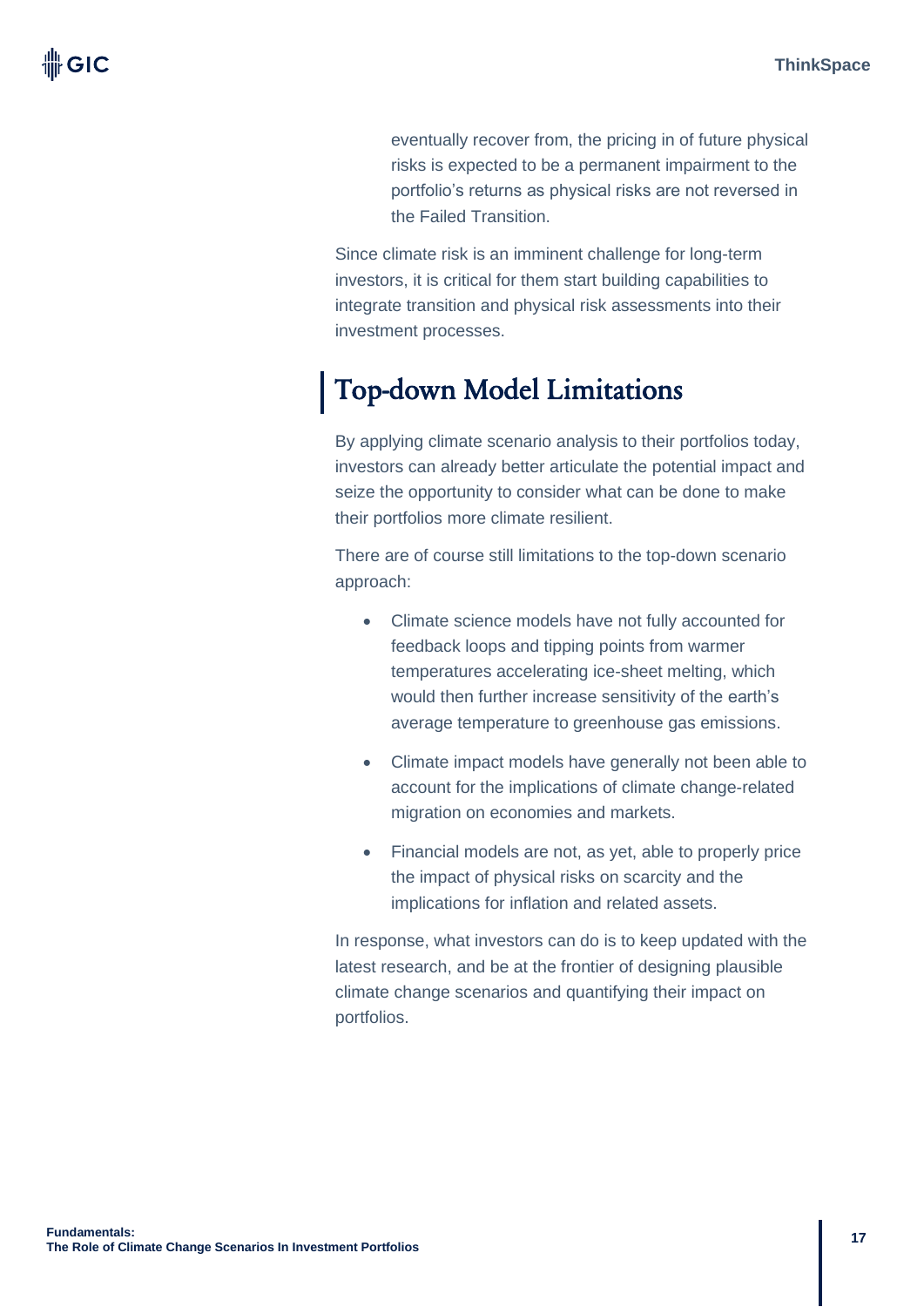eventually recover from, the pricing in of future physical risks is expected to be a permanent impairment to the portfolio's returns as physical risks are not reversed in the Failed Transition.

Since climate risk is an imminent challenge for long-term investors, it is critical for them start building capabilities to integrate transition and physical risk assessments into their investment processes.

## Top-down Model Limitations

By applying climate scenario analysis to their portfolios today, investors can already better articulate the potential impact and seize the opportunity to consider what can be done to make their portfolios more climate resilient.

There are of course still limitations to the top-down scenario approach:

- Climate science models have not fully accounted for feedback loops and tipping points from warmer temperatures accelerating ice-sheet melting, which would then further increase sensitivity of the earth's average temperature to greenhouse gas emissions.
- Climate impact models have generally not been able to account for the implications of climate change-related migration on economies and markets.
- Financial models are not, as yet, able to properly price the impact of physical risks on scarcity and the implications for inflation and related assets.

In response, what investors can do is to keep updated with the latest research, and be at the frontier of designing plausible climate change scenarios and quantifying their impact on portfolios.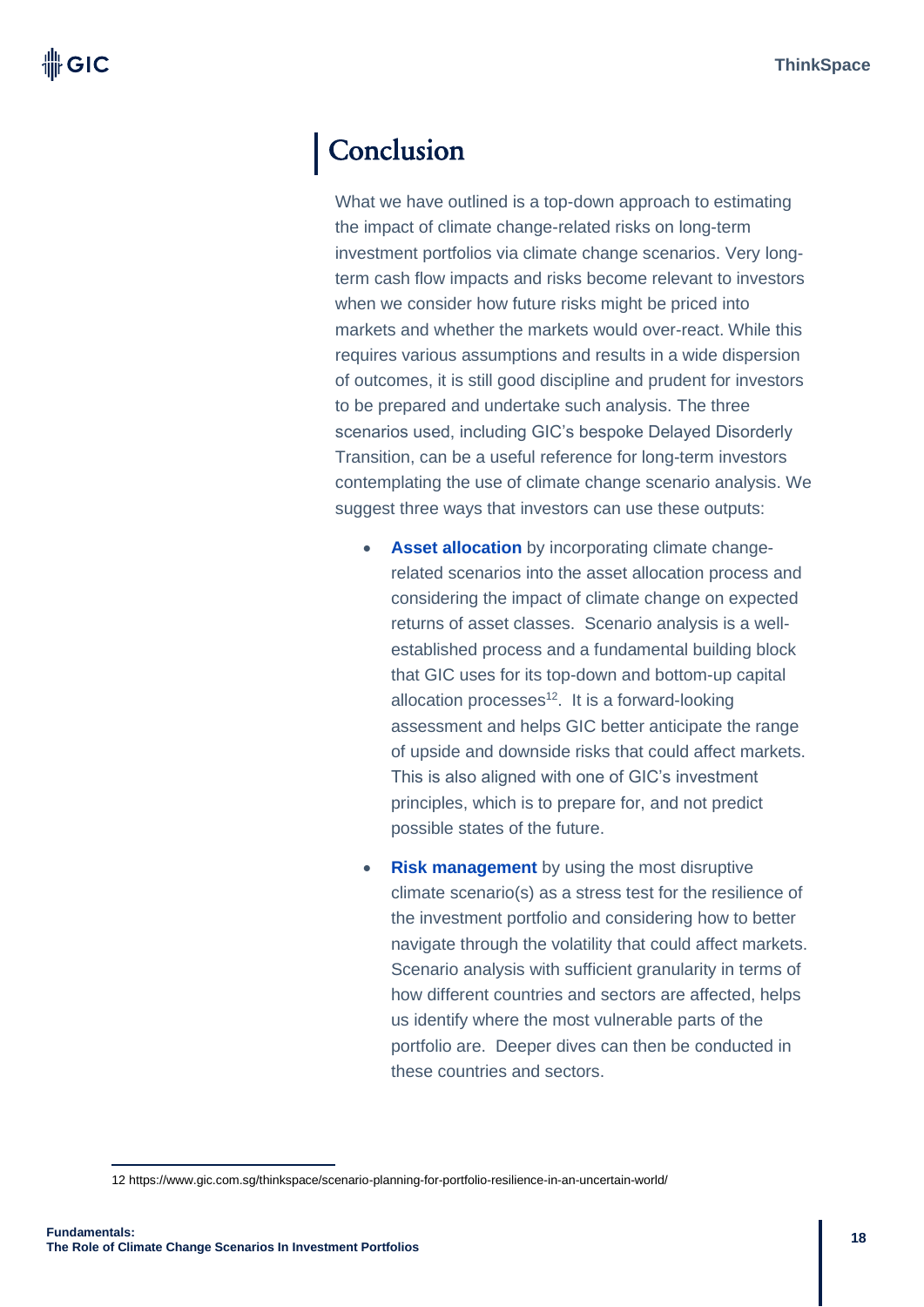## Conclusion

What we have outlined is a top-down approach to estimating the impact of climate change-related risks on long-term investment portfolios via climate change scenarios. Very long-term cash flow impacts and risks become relevant to investors when we consider how future risks might be priced into markets and whether the markets would over-react. While this requires various assumptions and results in a wide dispersion of outcomes, it is still good discipline and prudent for investors to be prepared and undertake such analysis. The three scenarios used, including GIC's bespoke Delayed Disorderly Transition, can be a useful reference for long-term investors contemplating the use of climate change scenario analysis. We suggest three ways that investors can use these outputs:

- **Asset allocation** by incorporating climate change-related scenarios into the asset allocation process and considering the impact of climate change on expected returns of asset classes. Scenario analysis is a well-established process and a fundamental building block that GIC uses for its top-down and bottom-up capital allocation processes[12]. It is a forward-looking assessment and helps GIC better anticipate the range of upside and downside risks that could affect markets. This is also aligned with one of GIC's investment principles, which is to prepare for, and not predict possible states of the future.
- **Risk management** by using the most disruptive climate scenario(s) as a stress test for the resilience of the investment portfolio and considering how to better navigate through the volatility that could affect markets. Scenario analysis with sufficient granularity in terms of how different countries and sectors are affected, helps us identify where the most vulnerable parts of the portfolio are. Deeper dives can then be conducted in these countries and sectors.

12 https://www.gic.com.sg/thinkspace/scenario-planning-for-portfolio-resilience-in-an-uncertain-world/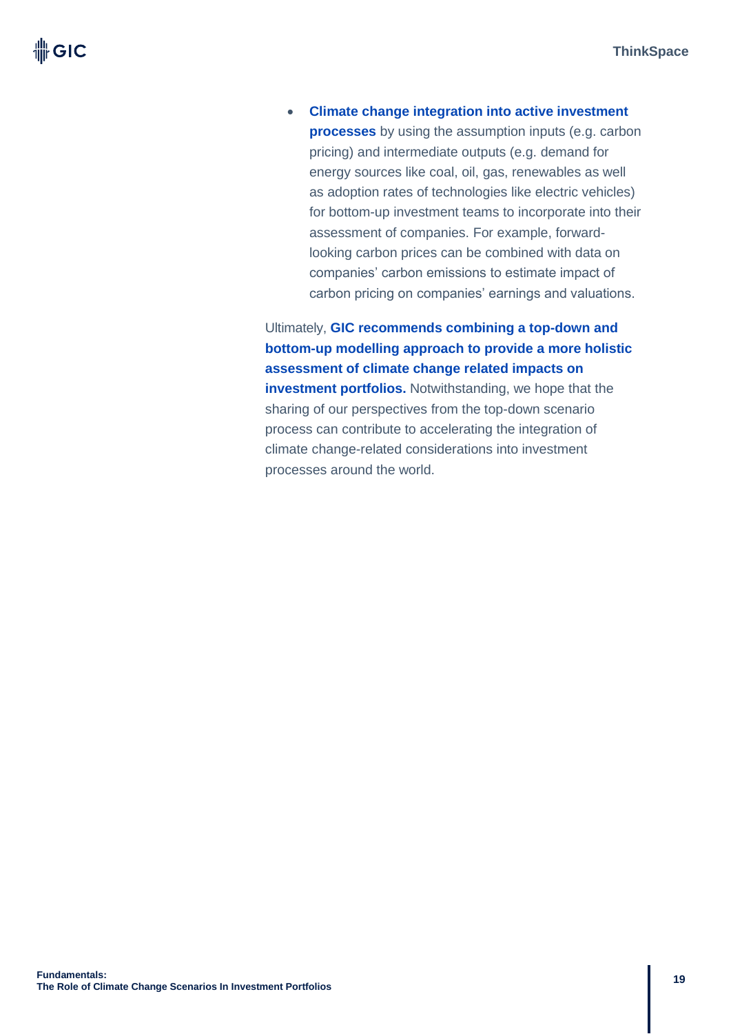- **Climate change integration into active investment processes** by using the assumption inputs (e.g. carbon pricing) and intermediate outputs (e.g. demand for energy sources like coal, oil, gas, renewables as well as adoption rates of technologies like electric vehicles) for bottom-up investment teams to incorporate into their assessment of companies. For example, forward-looking carbon prices can be combined with data on companies' carbon emissions to estimate impact of carbon pricing on companies' earnings and valuations.

Ultimately, **GIC recommends combining a top-down and bottom-up modelling approach to provide a more holistic assessment of climate change related impacts on investment portfolios.** Notwithstanding, we hope that the sharing of our perspectives from the top-down scenario process can contribute to accelerating the integration of climate change-related considerations into investment processes around the world.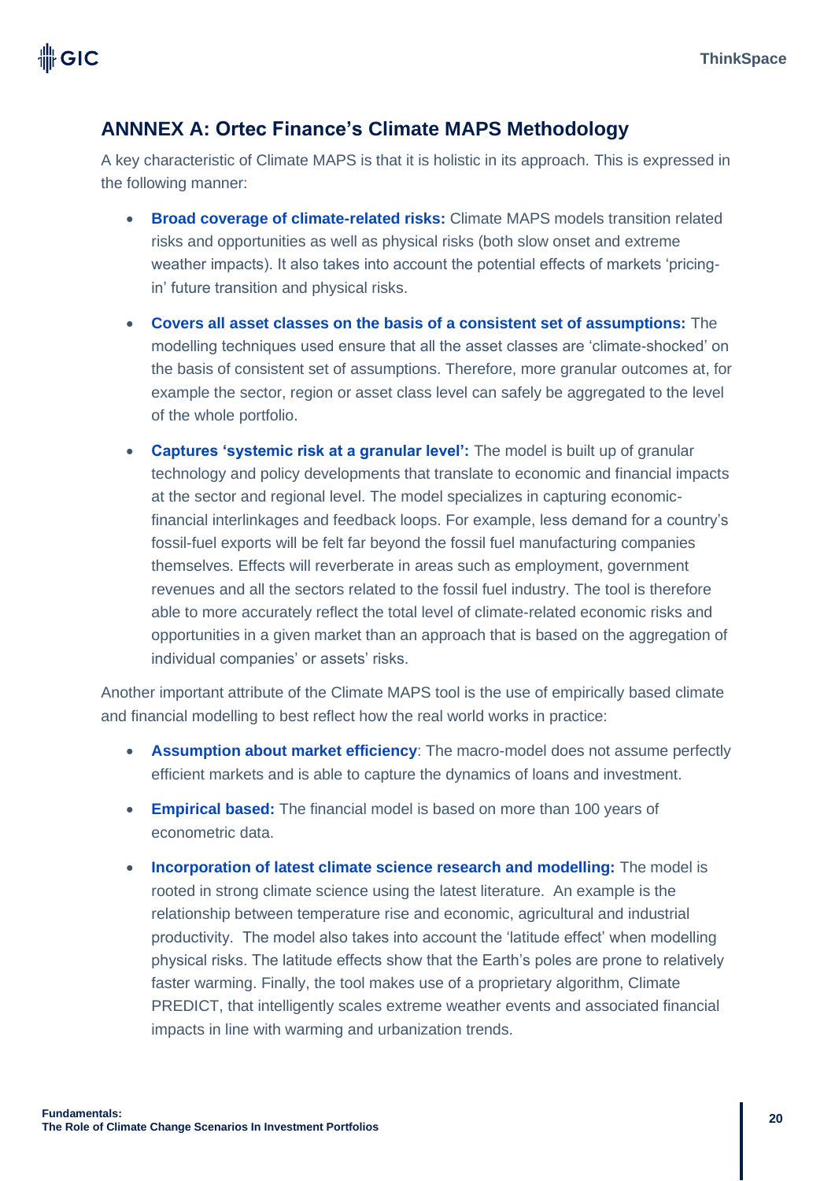## ANNNEX A: Ortec Finance's Climate MAPS Methodology

A key characteristic of Climate MAPS is that it is holistic in its approach. This is expressed in the following manner:

- **Broad coverage of climate-related risks:** Climate MAPS models transition related risks and opportunities as well as physical risks (both slow onset and extreme weather impacts). It also takes into account the potential effects of markets 'pricing-in' future transition and physical risks.
- **Covers all asset classes on the basis of a consistent set of assumptions:** The modelling techniques used ensure that all the asset classes are 'climate-shocked' on the basis of consistent set of assumptions. Therefore, more granular outcomes at, for example the sector, region or asset class level can safely be aggregated to the level of the whole portfolio.
- **Captures 'systemic risk at a granular level':** The model is built up of granular technology and policy developments that translate to economic and financial impacts at the sector and regional level. The model specializes in capturing economic-financial interlinkages and feedback loops. For example, less demand for a country's fossil-fuel exports will be felt far beyond the fossil fuel manufacturing companies themselves. Effects will reverberate in areas such as employment, government revenues and all the sectors related to the fossil fuel industry. The tool is therefore able to more accurately reflect the total level of climate-related economic risks and opportunities in a given market than an approach that is based on the aggregation of individual companies' or assets' risks.

Another important attribute of the Climate MAPS tool is the use of empirically based climate and financial modelling to best reflect how the real world works in practice:

- **Assumption about market efficiency**: The macro-model does not assume perfectly efficient markets and is able to capture the dynamics of loans and investment.
- **Empirical based:** The financial model is based on more than 100 years of econometric data.
- **Incorporation of latest climate science research and modelling:** The model is rooted in strong climate science using the latest literature. An example is the relationship between temperature rise and economic, agricultural and industrial productivity. The model also takes into account the 'latitude effect' when modelling physical risks. The latitude effects show that the Earth's poles are prone to relatively faster warming. Finally, the tool makes use of a proprietary algorithm, Climate PREDICT, that intelligently scales extreme weather events and associated financial impacts in line with warming and urbanization trends.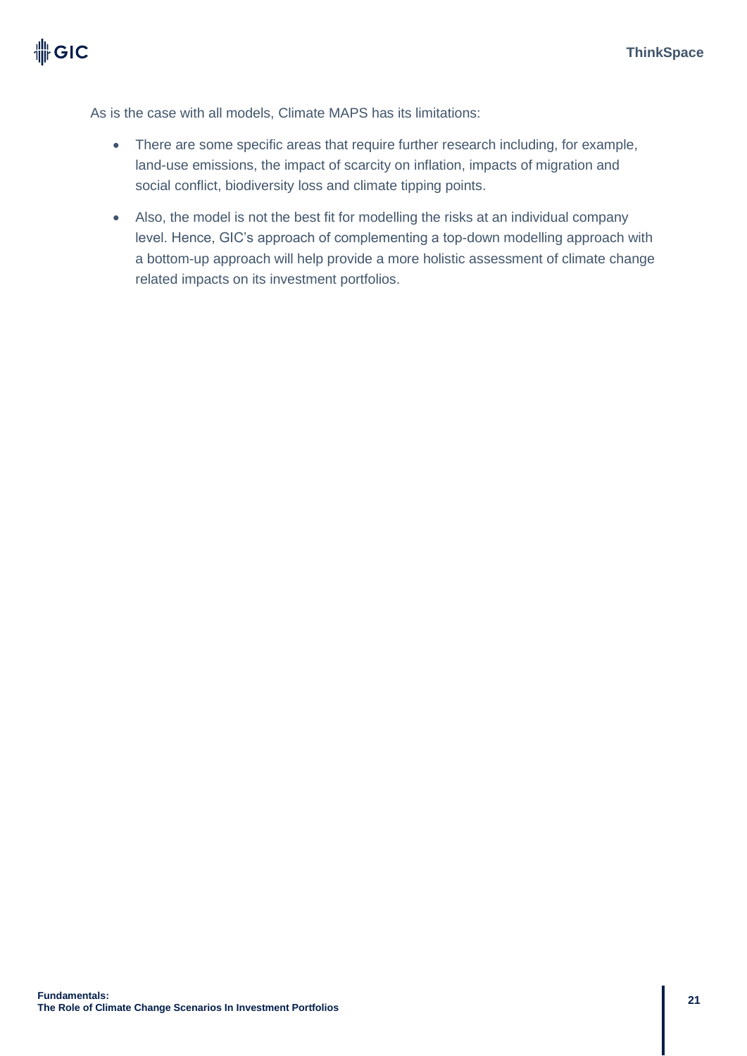As is the case with all models, Climate MAPS has its limitations:

- There are some specific areas that require further research including, for example, land-use emissions, the impact of scarcity on inflation, impacts of migration and social conflict, biodiversity loss and climate tipping points.
- Also, the model is not the best fit for modelling the risks at an individual company level. Hence, GIC's approach of complementing a top-down modelling approach with a bottom-up approach will help provide a more holistic assessment of climate change related impacts on its investment portfolios.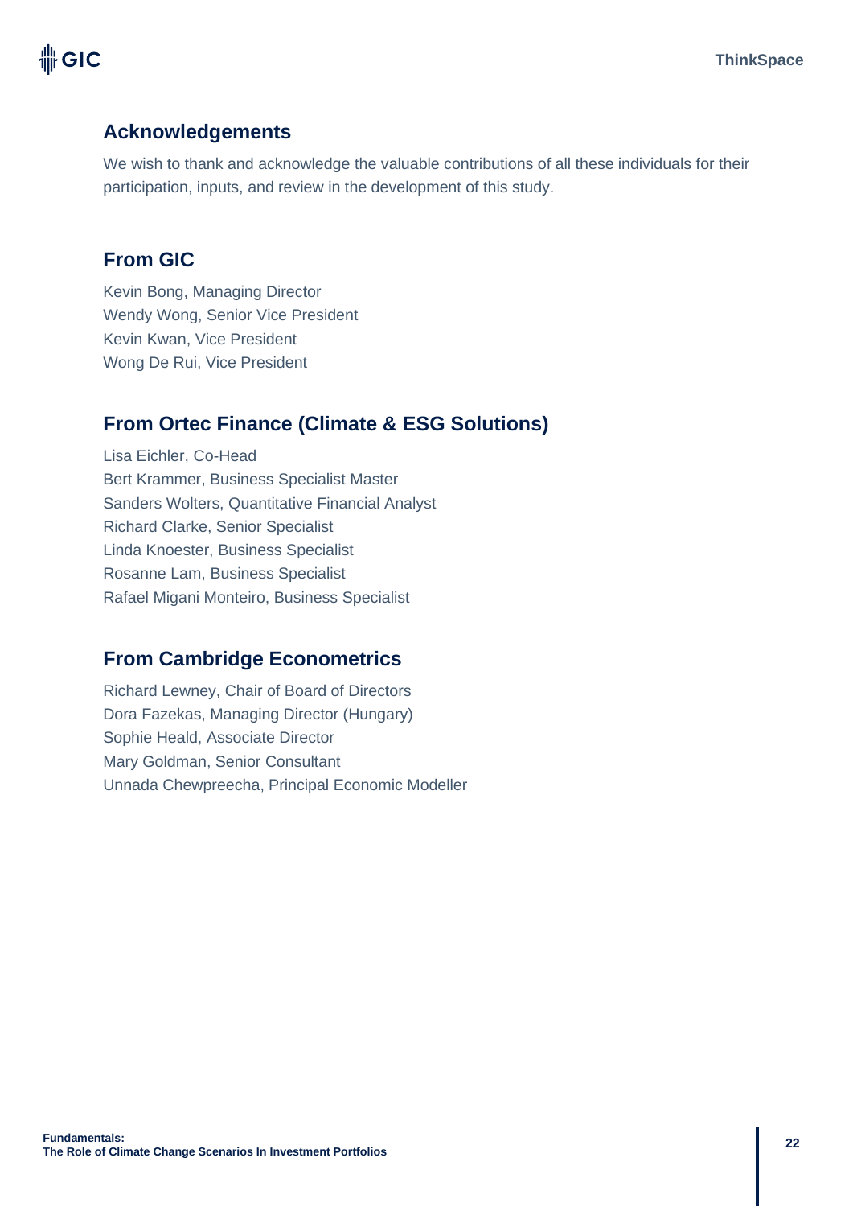## Acknowledgements

We wish to thank and acknowledge the valuable contributions of all these individuals for their participation, inputs, and review in the development of this study.

## From GIC

Kevin Bong, Managing Director
Wendy Wong, Senior Vice President
Kevin Kwan, Vice President
Wong De Rui, Vice President

## From Ortec Finance (Climate & ESG Solutions)

Lisa Eichler, Co-Head
Bert Krammer, Business Specialist Master
Sanders Wolters, Quantitative Financial Analyst
Richard Clarke, Senior Specialist
Linda Knoester, Business Specialist
Rosanne Lam, Business Specialist
Rafael Migani Monteiro, Business Specialist

## From Cambridge Econometrics

Richard Lewney, Chair of Board of Directors
Dora Fazekas, Managing Director (Hungary)
Sophie Heald, Associate Director
Mary Goldman, Senior Consultant
Unnada Chewpreecha, Principal Economic Modeller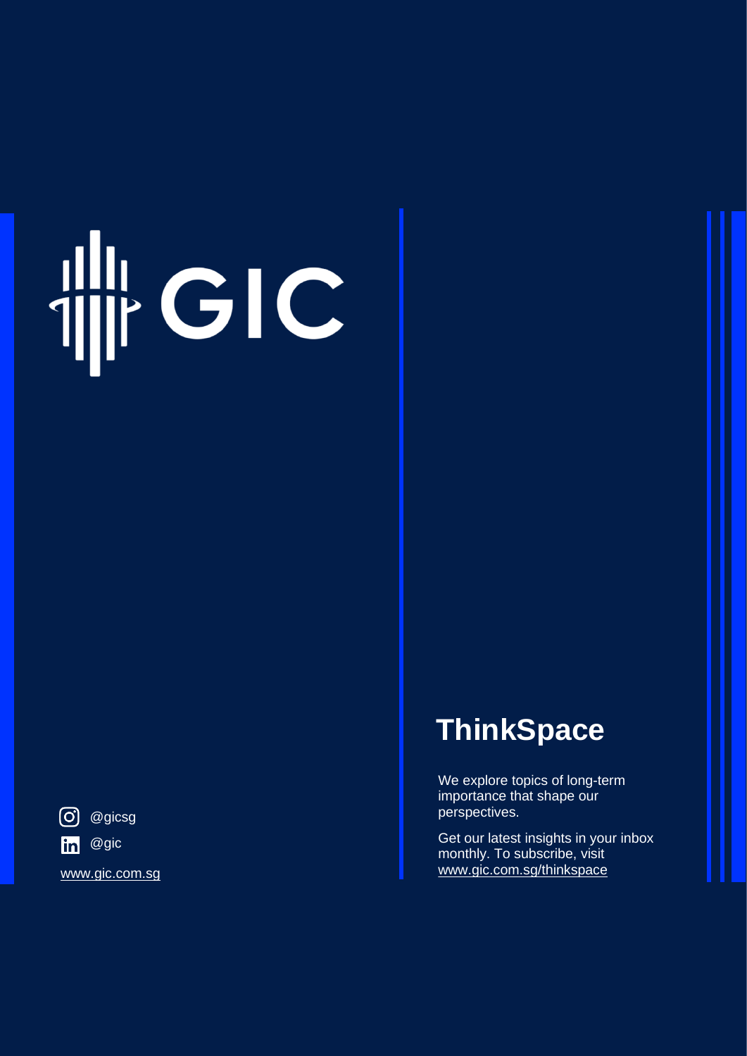GIC

@gicsg

@gic

www.gic.com.sg

## ThinkSpace

We explore topics of long-term importance that shape our perspectives.

Get our latest insights in your inbox monthly. To subscribe, visit www.gic.com.sg/thinkspace